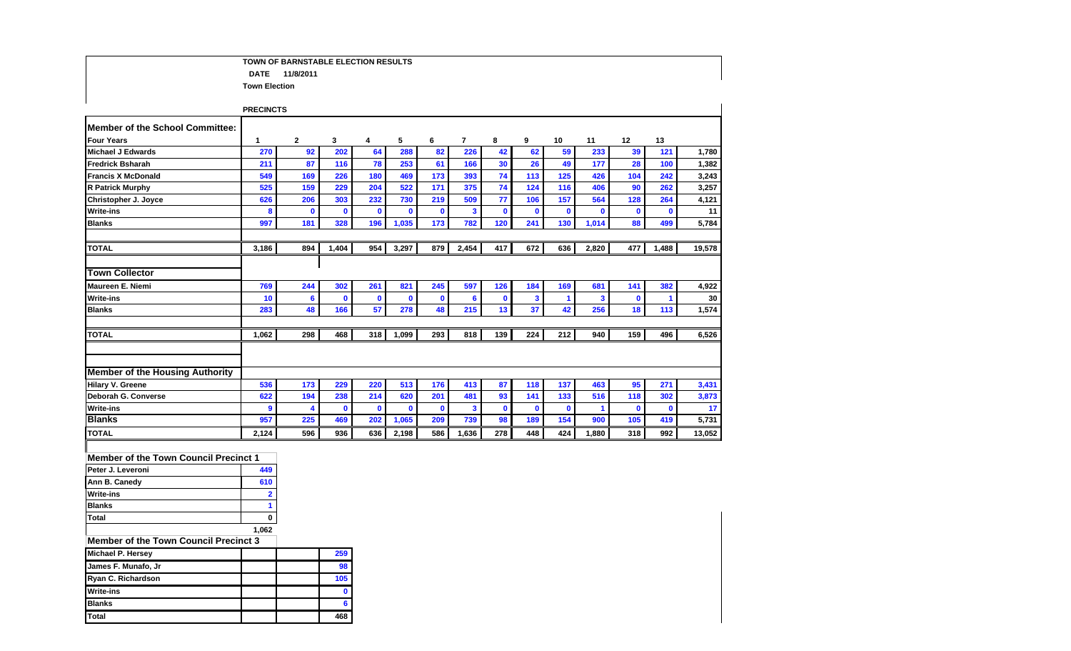**TOWN OF BARNSTABLE ELECTION RESULTS**

**DATE 11/8/2011**

**Town Election**

**PRECINCTS**

| Member of the School Committee: | | | | | | | | | | | | | | |
|---|---|---|---|---|---|---|---|---|---|---|---|---|---|---|
| **Four Years** | **1** | **2** | **3** | **4** | **5** | **6** | **7** | **8** | **9** | **10** | **11** | **12** | **13** | |
| Michael J Edwards | 270 | 92 | 202 | 64 | 288 | 82 | 226 | 42 | 62 | 59 | 233 | 39 | 121 | 1,780 |
| Fredrick Bsharah | 211 | 87 | 116 | 78 | 253 | 61 | 166 | 30 | 26 | 49 | 177 | 28 | 100 | 1,382 |
| Francis X McDonald | 549 | 169 | 226 | 180 | 469 | 173 | 393 | 74 | 113 | 125 | 426 | 104 | 242 | 3,243 |
| R Patrick Murphy | 525 | 159 | 229 | 204 | 522 | 171 | 375 | 74 | 124 | 116 | 406 | 90 | 262 | 3,257 |
| Christopher J. Joyce | 626 | 206 | 303 | 232 | 730 | 219 | 509 | 77 | 106 | 157 | 564 | 128 | 264 | 4,121 |
| Write-ins | 8 | 0 | 0 | 0 | 0 | 0 | 3 | 0 | 0 | 0 | 0 | 0 | 0 | 11 |
| Blanks | 997 | 181 | 328 | 196 | 1,035 | 173 | 782 | 120 | 241 | 130 | 1,014 | 88 | 499 | 5,784 |
| **TOTAL** | 3,186 | 894 | 1,404 | 954 | 3,297 | 879 | 2,454 | 417 | 672 | 636 | 2,820 | 477 | 1,488 | 19,578 |

| Town Collector | | | | | | | | | | | | | | |
|---|---|---|---|---|---|---|---|---|---|---|---|---|---|---|
| Maureen E. Niemi | 769 | 244 | 302 | 261 | 821 | 245 | 597 | 126 | 184 | 169 | 681 | 141 | 382 | 4,922 |
| Write-ins | 10 | 6 | 0 | 0 | 0 | 0 | 6 | 0 | 3 | 1 | 3 | 0 | 1 | 30 |
| Blanks | 283 | 48 | 166 | 57 | 278 | 48 | 215 | 13 | 37 | 42 | 256 | 18 | 113 | 1,574 |
| **TOTAL** | 1,062 | 298 | 468 | 318 | 1,099 | 293 | 818 | 139 | 224 | 212 | 940 | 159 | 496 | 6,526 |

| Member of the Housing Authority | | | | | | | | | | | | | | |
|---|---|---|---|---|---|---|---|---|---|---|---|---|---|---|
| Hilary V. Greene | 536 | 173 | 229 | 220 | 513 | 176 | 413 | 87 | 118 | 137 | 463 | 95 | 271 | 3,431 |
| Deborah G. Converse | 622 | 194 | 238 | 214 | 620 | 201 | 481 | 93 | 141 | 133 | 516 | 118 | 302 | 3,873 |
| Write-ins | 9 | 4 | 0 | 0 | 0 | 0 | 3 | 0 | 0 | 0 | 1 | 0 | 0 | 17 |
| Blanks | 957 | 225 | 469 | 202 | 1,065 | 209 | 739 | 98 | 189 | 154 | 900 | 105 | 419 | 5,731 |
| **TOTAL** | 2,124 | 596 | 936 | 636 | 2,198 | 586 | 1,636 | 278 | 448 | 424 | 1,880 | 318 | 992 | 13,052 |

| Member of the Town Council Precinct 1 | |
|---|---|
| Peter J. Leveroni | 449 |
| Ann B. Canedy | 610 |
| Write-ins | 2 |
| Blanks | 1 |
| Total | 0 |
| | 1,062 |

| Member of the Town Council Precinct 3 | | | |
|---|---|---|---|
| Michael P. Hersey | | | 259 |
| James F. Munafo, Jr | | | 98 |
| Ryan C. Richardson | | | 105 |
| Write-ins | | | 0 |
| Blanks | | | 6 |
| Total | | | 468 |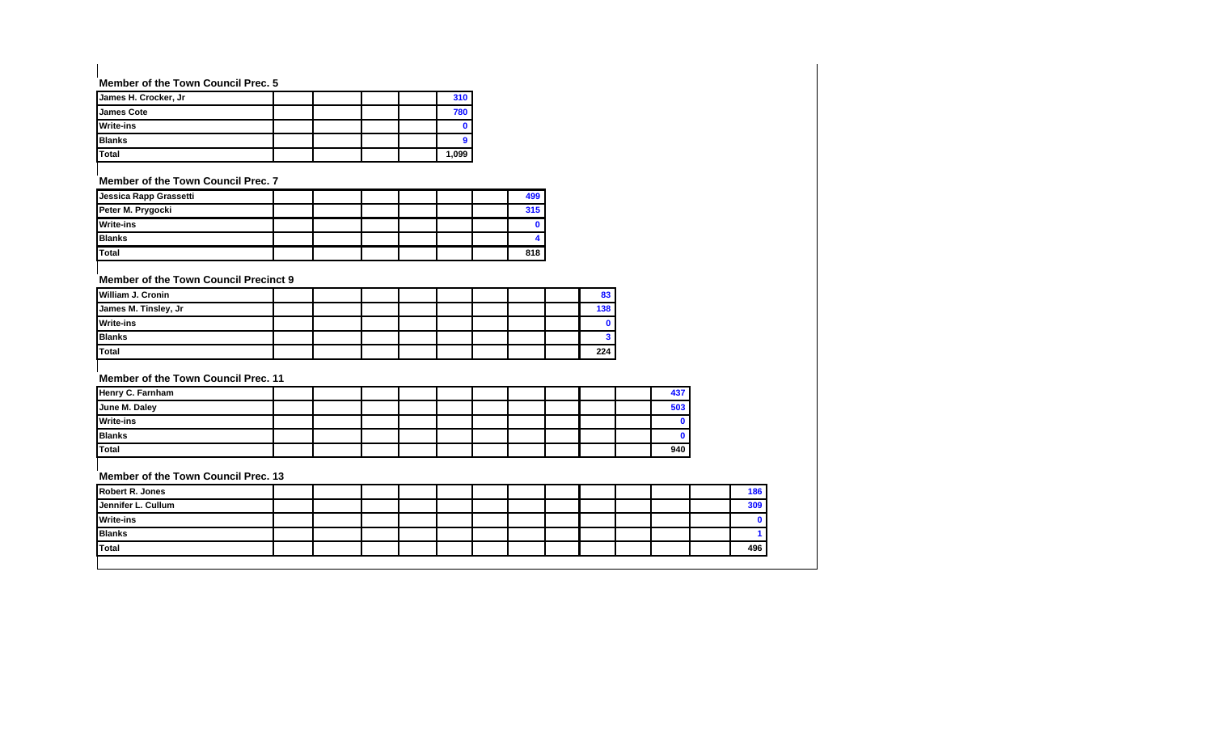**Member of the Town Council Prec. 5**

| | | | | | |
|---|---|---|---|---|---|
| James H. Crocker, Jr | | | | | 310 |
| James Cote | | | | | 780 |
| Write-ins | | | | | 0 |
| Blanks | | | | | 9 |
| Total | | | | | 1,099 |

**Member of the Town Council Prec. 7**

| | | | | | | | |
|---|---|---|---|---|---|---|---|
| Jessica Rapp Grassetti | | | | | | | 499 |
| Peter M. Prygocki | | | | | | | 315 |
| Write-ins | | | | | | | 0 |
| Blanks | | | | | | | 4 |
| Total | | | | | | | 818 |

**Member of the Town Council Precinct 9**

| | | | | | | | | | |
|---|---|---|---|---|---|---|---|---|---|
| William J. Cronin | | | | | | | | | 83 |
| James M. Tinsley, Jr | | | | | | | | | 138 |
| Write-ins | | | | | | | | | 0 |
| Blanks | | | | | | | | | 3 |
| Total | | | | | | | | | 224 |

**Member of the Town Council Prec. 11**

| | | | | | | | | | | | |
|---|---|---|---|---|---|---|---|---|---|---|---|
| Henry C. Farnham | | | | | | | | | | | 437 |
| June M. Daley | | | | | | | | | | | 503 |
| Write-ins | | | | | | | | | | | 0 |
| Blanks | | | | | | | | | | | 0 |
| Total | | | | | | | | | | | 940 |

**Member of the Town Council Prec. 13**

| | | | | | | | | | | | | | |
|---|---|---|---|---|---|---|---|---|---|---|---|---|---|
| Robert R. Jones | | | | | | | | | | | | | 186 |
| Jennifer L. Cullum | | | | | | | | | | | | | 309 |
| Write-ins | | | | | | | | | | | | | 0 |
| Blanks | | | | | | | | | | | | | 1 |
| Total | | | | | | | | | | | | | 496 |